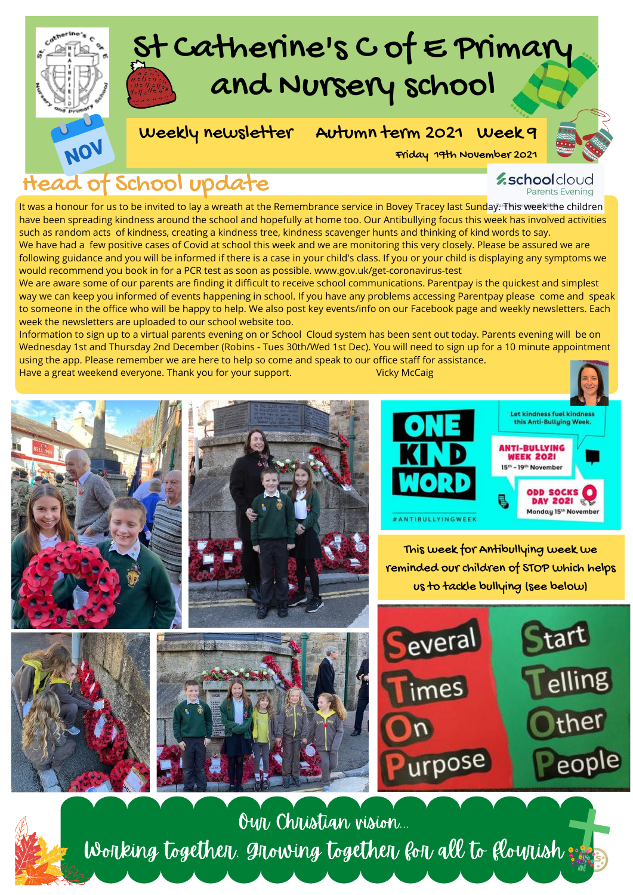# St Catherine's C of E Primary and Nursery School

**Weekly newsletter Autumn term 2021 Week 9**

Friday 19th November 2021

## Head of School update

It was a honour for us to be invited to lay a wreath at the Remembrance service in Bovey Tracey last Sunday. This week the children have been spreading kindness around the school and hopefully at home too. Our Antibullying focus this week has involved activities such as random acts of kindness, creating a kindness tree, kindness scavenger hunts and thinking of kind words to say.

We have had a few positive cases of Covid at school this week and we are monitoring this very closely. Please be assured we are following guidance and you will be informed if there is a case in your child's class. If you or your child is displaying any symptoms we would recommend you book in for a PCR test as soon as possible. www.gov.uk/get-coronavirus-test

We are aware some of our parents are finding it difficult to receive school communications. Parentpay is the quickest and simplest way we can keep you informed of events happening in school. If you have any problems accessing Parentpay please come and speak to someone in the office who will be happy to help. We also post key events/info on our Facebook page and weekly newsletters. Each week the newsletters are uploaded to our school website too.

Information to sign up to a virtual parents evening on or School Cloud system has been sent out today. Parents evening will be on Wednesday 1st and Thursday 2nd December (Robins - Tues 30th/Wed 1st Dec). You will need to sign up for a 10 minute appointment using the app. Please remember we are here to help so come and speak to our office staff for assistance.

Have a great weekend everyone. Thank you for your support. Vicky McCaig

**ONE KIND WORD** — Let kindness fuel kindness this Anti-Bullying Week. ANTI-BULLYING WEEK 2021, 15th - 19th November. ODD SOCKS DAY 2021, Monday 15th November. #ANTIBULLYINGWEEK

This week for Antibullying week we reminded our children of STOP which helps us to tackle bullying (see below)

| | |
|---|---|
| **S**everal | **S**tart |
| **T**imes | **T**elling |
| **O**n | **O**ther |
| **P**urpose | **P**eople |

**Our Christian vision...**

**Working together, Growing together for all to flourish**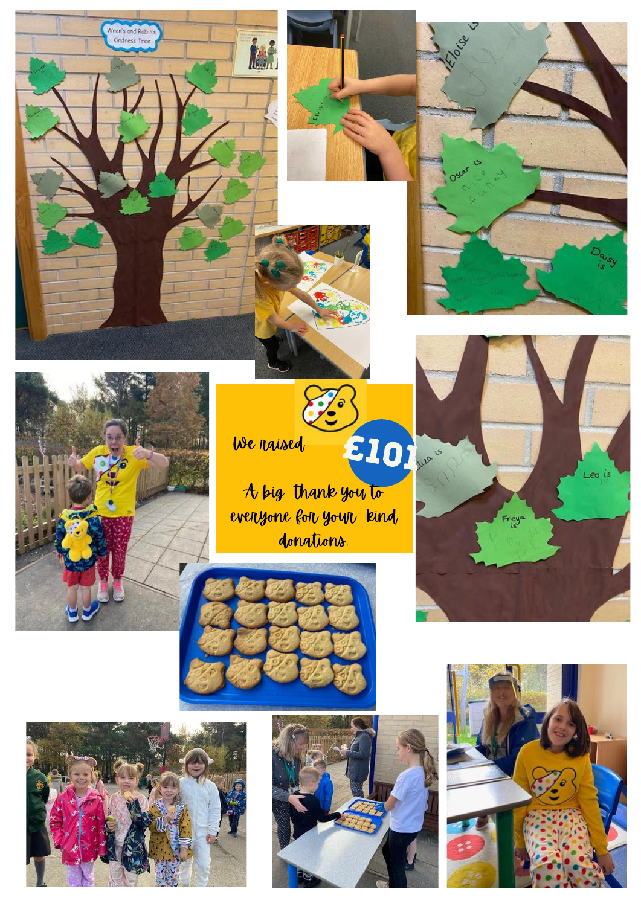We raised £101

A big thank you to everyone for your kind donations.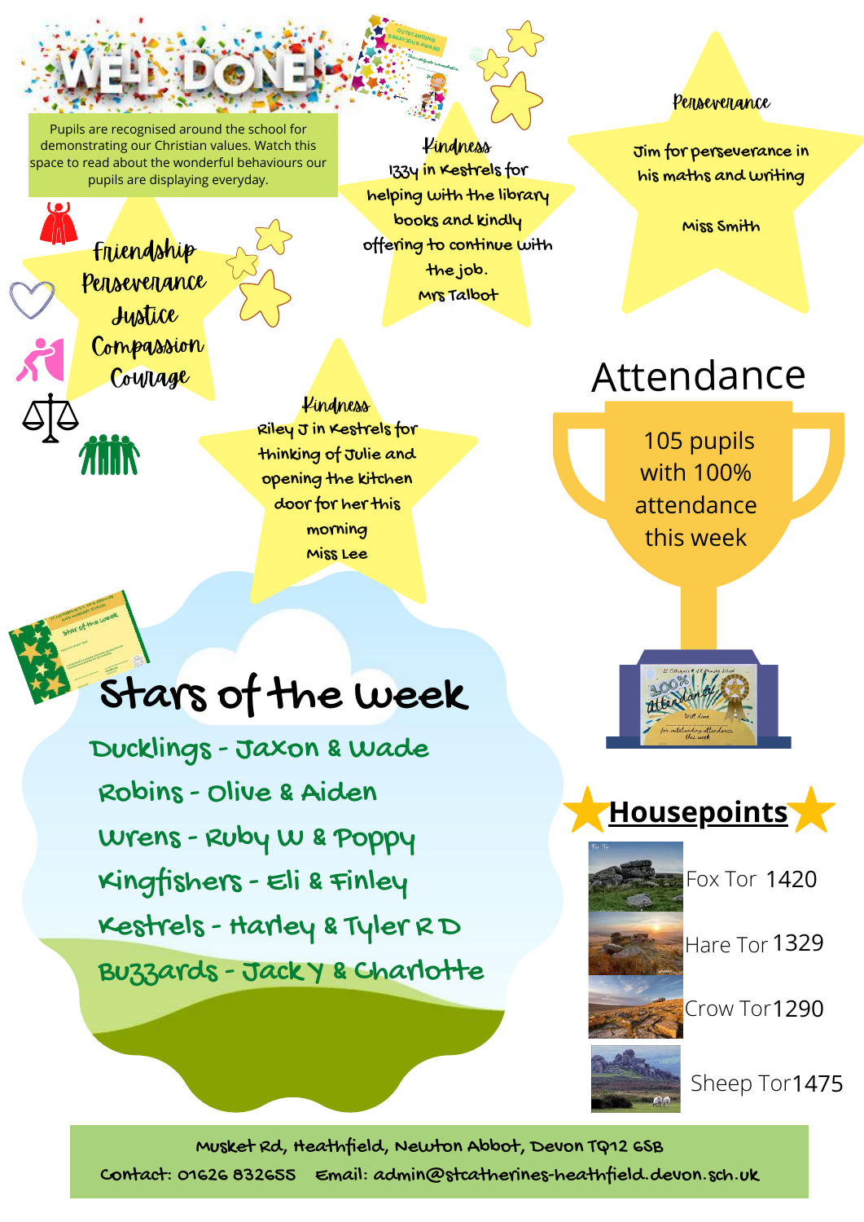# WELL DONE!

Pupils are recognised around the school for demonstrating our Christian values. Watch this space to read about the wonderful behaviours our pupils are displaying everyday.

Friendship
Perseverance
Justice
Compassion
Courage

**Kindness**

Izzy in Kestrels for helping with the library books and kindly offering to continue with the job.

Mrs Talbot

**Perseverance**

Jim for perseverance in his maths and writing

Miss Smith

**Kindness**

Riley J in Kestrels for thinking of Julie and opening the kitchen door for her this morning

Miss Lee

## Attendance

105 pupils with 100% attendance this week

## Stars of the Week

Ducklings - Jaxon & Wade

Robins - Olive & Aiden

Wrens - Ruby W & Poppy

Kingfishers - Eli & Finley

Kestrels - Harley & Tyler R D

Buzzards - Jack Y & Charlotte

## Housepoints

| | |
|---|---|
| Fox Tor | 1420 |
| Hare Tor | 1329 |
| Crow Tor | 1290 |
| Sheep Tor | 1475 |

Musket Rd, Heathfield, Newton Abbot, Devon TQ12 6SB

Contact: 01626 832655 Email: admin@stcatherines-heathfield.devon.sch.uk